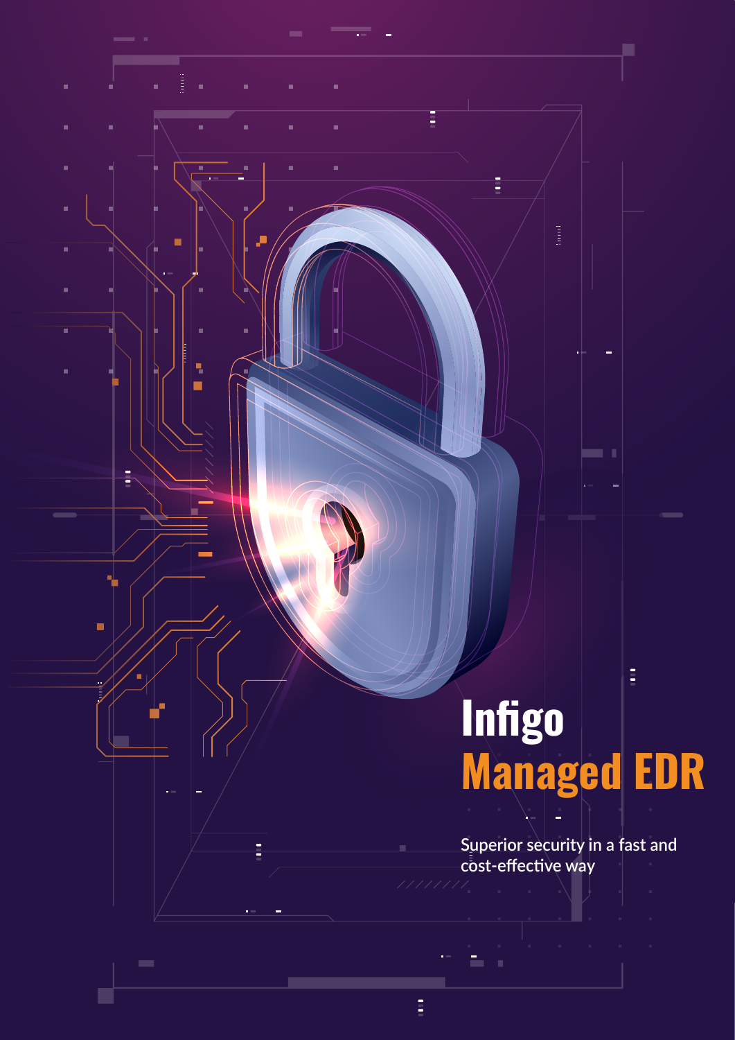# Infigo

# Managed EDR

Superior security in a fast and cost-effective way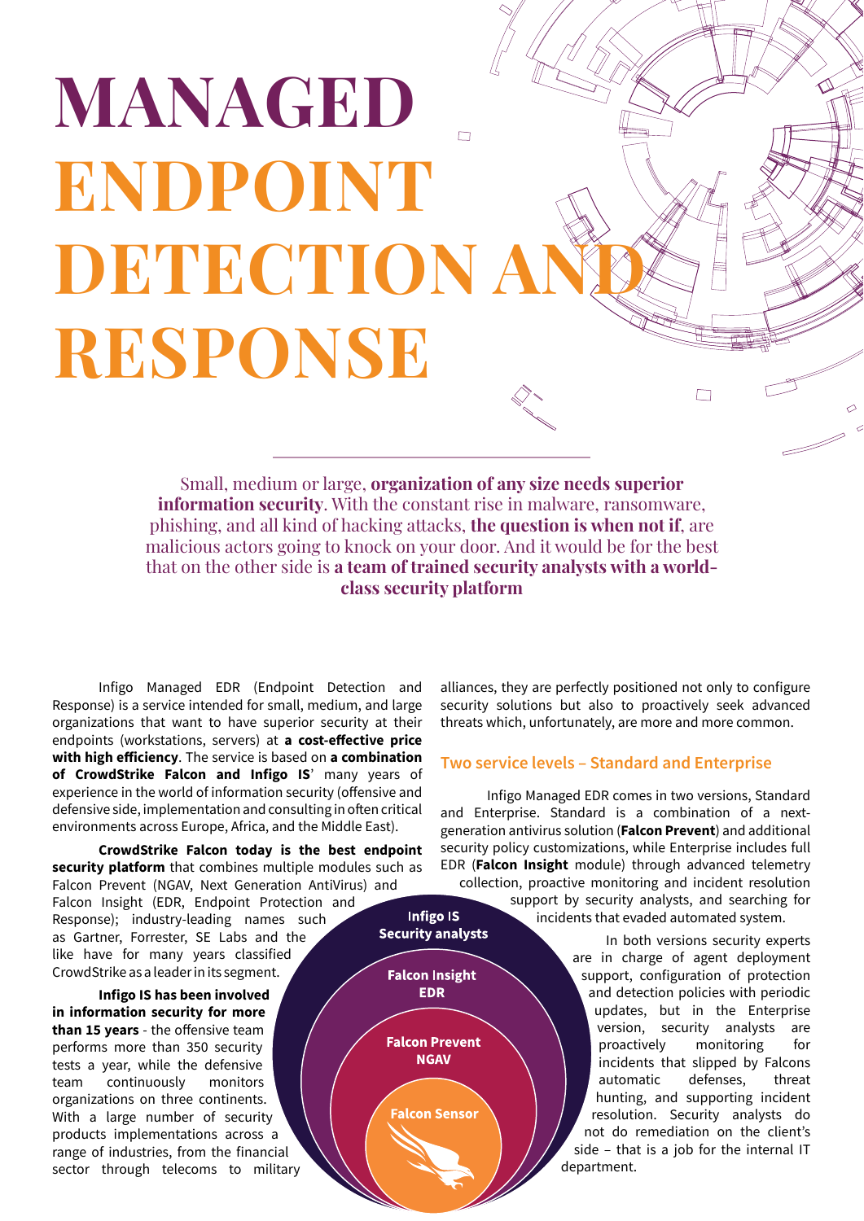# MANAGED ENDPOINT DETECTION AND RESPONSE

Small, medium or large, **organization of any size needs superior information security**. With the constant rise in malware, ransomware, phishing, and all kind of hacking attacks, **the question is when not if**, are malicious actors going to knock on your door. And it would be for the best that on the other side is **a team of trained security analysts with a world-class security platform**

Infigo Managed EDR (Endpoint Detection and Response) is a service intended for small, medium, and large organizations that want to have superior security at their endpoints (workstations, servers) at **a cost-effective price with high efficiency**. The service is based on **a combination of CrowdStrike Falcon and Infigo IS**' many years of experience in the world of information security (offensive and defensive side, implementation and consulting in often critical environments across Europe, Africa, and the Middle East).

**CrowdStrike Falcon today is the best endpoint security platform** that combines multiple modules such as Falcon Prevent (NGAV, Next Generation AntiVirus) and Falcon Insight (EDR, Endpoint Protection and Response); industry-leading names such as Gartner, Forrester, SE Labs and the like have for many years classified CrowdStrike as a leader in its segment.

**Infigo IS has been involved in information security for more than 15 years** - the offensive team performs more than 350 security tests a year, while the defensive team continuously monitors organizations on three continents. With a large number of security products implementations across a range of industries, from the financial sector through telecoms to military alliances, they are perfectly positioned not only to configure security solutions but also to proactively seek advanced threats which, unfortunately, are more and more common.

Infigo IS Security analysts

Falcon Insight EDR

Falcon Prevent NGAV

Falcon Sensor

## Two service levels – Standard and Enterprise

Infigo Managed EDR comes in two versions, Standard and Enterprise. Standard is a combination of a next-generation antivirus solution (**Falcon Prevent**) and additional security policy customizations, while Enterprise includes full EDR (**Falcon Insight** module) through advanced telemetry collection, proactive monitoring and incident resolution support by security analysts, and searching for incidents that evaded automated system.

In both versions security experts are in charge of agent deployment support, configuration of protection and detection policies with periodic updates, but in the Enterprise version, security analysts are proactively monitoring for incidents that slipped by Falcons automatic defenses, threat hunting, and supporting incident resolution. Security analysts do not do remediation on the client's side – that is a job for the internal IT department.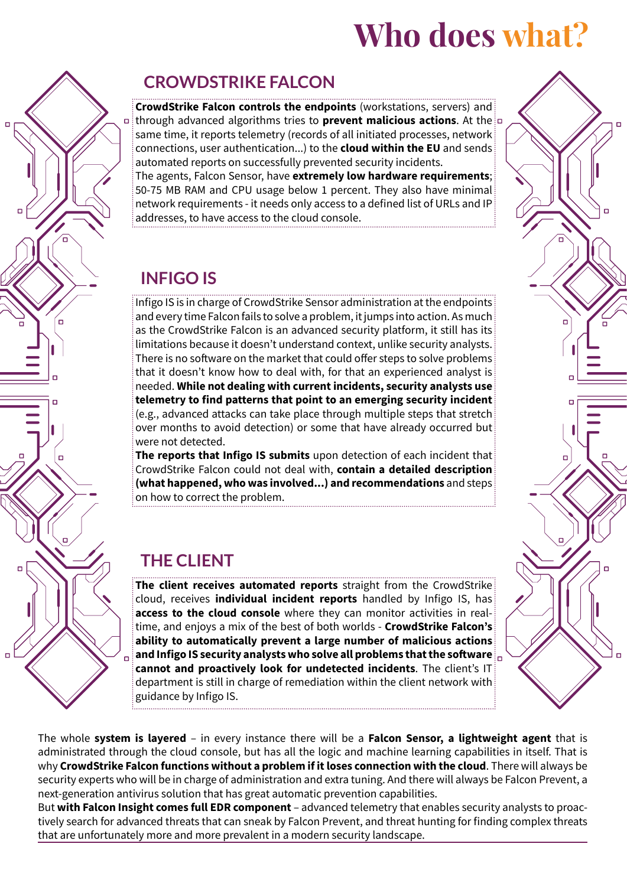# Who does what?

## CROWDSTRIKE FALCON

**CrowdStrike Falcon controls the endpoints** (workstations, servers) and through advanced algorithms tries to **prevent malicious actions**. At the same time, it reports telemetry (records of all initiated processes, network connections, user authentication...) to the **cloud within the EU** and sends automated reports on successfully prevented security incidents.
The agents, Falcon Sensor, have **extremely low hardware requirements**; 50-75 MB RAM and CPU usage below 1 percent. They also have minimal network requirements - it needs only access to a defined list of URLs and IP addresses, to have access to the cloud console.

## INFIGO IS

Infigo IS is in charge of CrowdStrike Sensor administration at the endpoints and every time Falcon fails to solve a problem, it jumps into action. As much as the CrowdStrike Falcon is an advanced security platform, it still has its limitations because it doesn't understand context, unlike security analysts. There is no software on the market that could offer steps to solve problems that it doesn't know how to deal with, for that an experienced analyst is needed. **While not dealing with current incidents, security analysts use telemetry to find patterns that point to an emerging security incident** (e.g., advanced attacks can take place through multiple steps that stretch over months to avoid detection) or some that have already occurred but were not detected.
**The reports that Infigo IS submits** upon detection of each incident that CrowdStrike Falcon could not deal with, **contain a detailed description (what happened, who was involved...) and recommendations** and steps on how to correct the problem.

## THE CLIENT

**The client receives automated reports** straight from the CrowdStrike cloud, receives **individual incident reports** handled by Infigo IS, has **access to the cloud console** where they can monitor activities in real-time, and enjoys a mix of the best of both worlds - **CrowdStrike Falcon's ability to automatically prevent a large number of malicious actions and Infigo IS security analysts who solve all problems that the software cannot and proactively look for undetected incidents**. The client's IT department is still in charge of remediation within the client network with guidance by Infigo IS.

The whole **system is layered** – in every instance there will be a **Falcon Sensor, a lightweight agent** that is administrated through the cloud console, but has all the logic and machine learning capabilities in itself. That is why **CrowdStrike Falcon functions without a problem if it loses connection with the cloud**. There will always be security experts who will be in charge of administration and extra tuning. And there will always be Falcon Prevent, a next-generation antivirus solution that has great automatic prevention capabilities.
But **with Falcon Insight comes full EDR component** – advanced telemetry that enables security analysts to proactively search for advanced threats that can sneak by Falcon Prevent, and threat hunting for finding complex threats that are unfortunately more and more prevalent in a modern security landscape.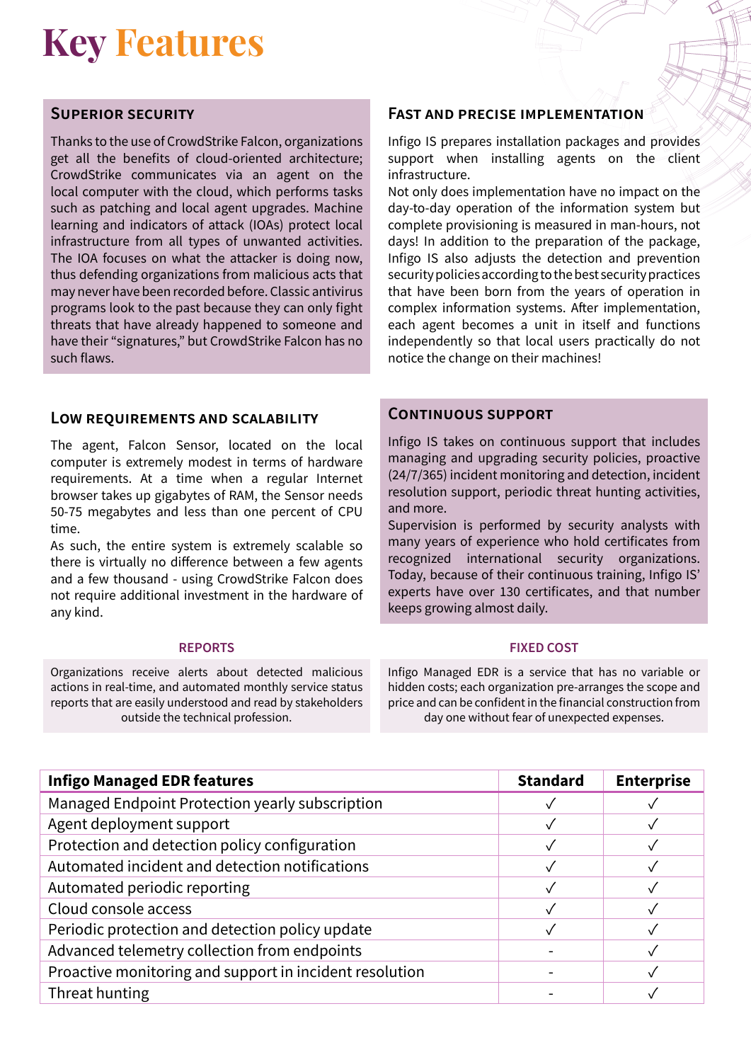# Key Features

## Superior Security

Thanks to the use of CrowdStrike Falcon, organizations get all the benefits of cloud-oriented architecture; CrowdStrike communicates via an agent on the local computer with the cloud, which performs tasks such as patching and local agent upgrades. Machine learning and indicators of attack (IOAs) protect local infrastructure from all types of unwanted activities. The IOA focuses on what the attacker is doing now, thus defending organizations from malicious acts that may never have been recorded before. Classic antivirus programs look to the past because they can only fight threats that have already happened to someone and have their "signatures," but CrowdStrike Falcon has no such flaws.

## Fast and Precise Implementation

Infigo IS prepares installation packages and provides support when installing agents on the client infrastructure.

Not only does implementation have no impact on the day-to-day operation of the information system but complete provisioning is measured in man-hours, not days! In addition to the preparation of the package, Infigo IS also adjusts the detection and prevention security policies according to the best security practices that have been born from the years of operation in complex information systems. After implementation, each agent becomes a unit in itself and functions independently so that local users practically do not notice the change on their machines!

## Low Requirements and Scalability

The agent, Falcon Sensor, located on the local computer is extremely modest in terms of hardware requirements. At a time when a regular Internet browser takes up gigabytes of RAM, the Sensor needs 50-75 megabytes and less than one percent of CPU time.

As such, the entire system is extremely scalable so there is virtually no difference between a few agents and a few thousand - using CrowdStrike Falcon does not require additional investment in the hardware of any kind.

## Continuous Support

Infigo IS takes on continuous support that includes managing and upgrading security policies, proactive (24/7/365) incident monitoring and detection, incident resolution support, periodic threat hunting activities, and more.

Supervision is performed by security analysts with many years of experience who hold certificates from recognized international security organizations. Today, because of their continuous training, Infigo IS' experts have over 130 certificates, and that number keeps growing almost daily.

### Reports

Organizations receive alerts about detected malicious actions in real-time, and automated monthly service status reports that are easily understood and read by stakeholders outside the technical profession.

### Fixed Cost

Infigo Managed EDR is a service that has no variable or hidden costs; each organization pre-arranges the scope and price and can be confident in the financial construction from day one without fear of unexpected expenses.

| Infigo Managed EDR features | Standard | Enterprise |
|---|---|---|
| Managed Endpoint Protection yearly subscription | ✓ | ✓ |
| Agent deployment support | ✓ | ✓ |
| Protection and detection policy configuration | ✓ | ✓ |
| Automated incident and detection notifications | ✓ | ✓ |
| Automated periodic reporting | ✓ | ✓ |
| Cloud console access | ✓ | ✓ |
| Periodic protection and detection policy update | ✓ | ✓ |
| Advanced telemetry collection from endpoints | - | ✓ |
| Proactive monitoring and support in incident resolution | - | ✓ |
| Threat hunting | - | ✓ |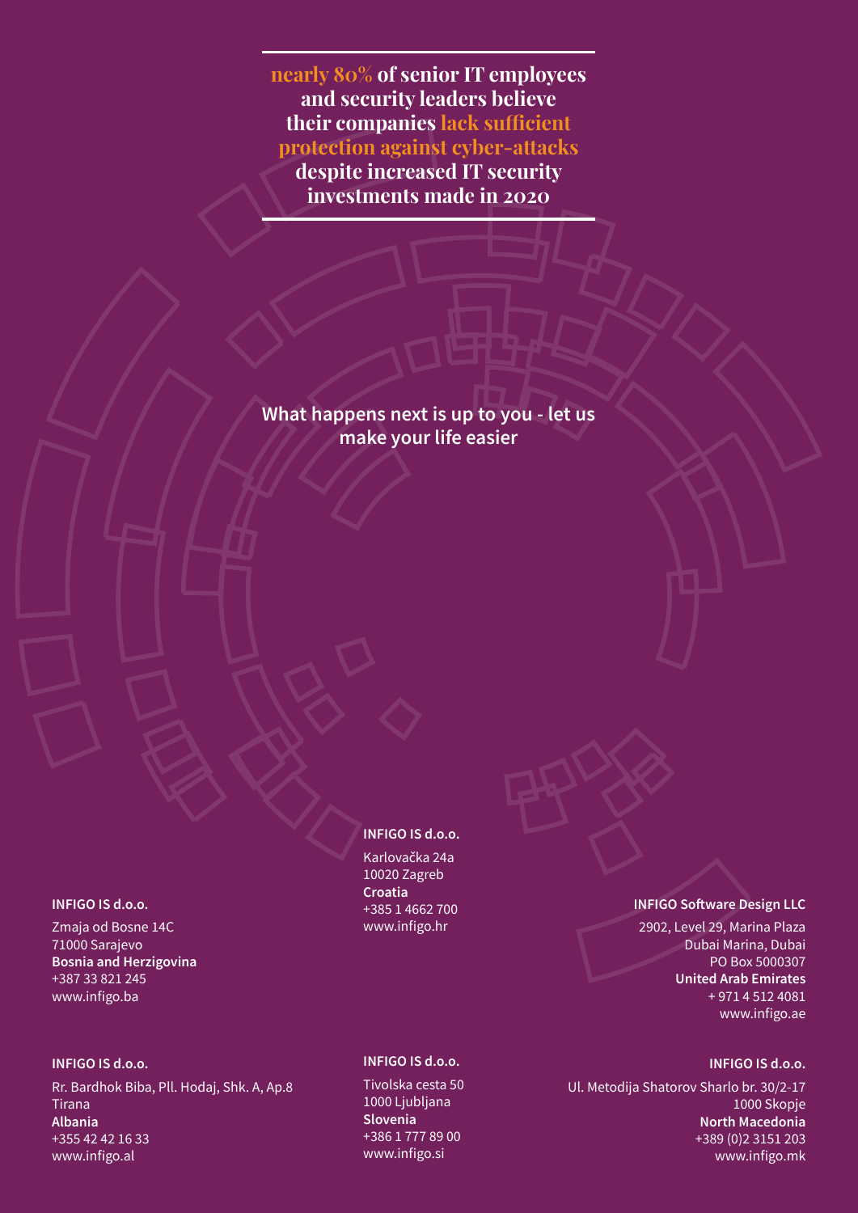**nearly 80% of senior IT employees and security leaders believe their companies lack sufficient protection against cyber-attacks despite increased IT security investments made in 2020**

**What happens next is up to you - let us make your life easier**

**INFIGO IS d.o.o.**
Karlovačka 24a
10020 Zagreb
**Croatia**
+385 1 4662 700
www.infigo.hr

**INFIGO IS d.o.o.**
Zmaja od Bosne 14C
71000 Sarajevo
**Bosnia and Herzigovina**
+387 33 821 245
www.infigo.ba

**INFIGO Software Design LLC**
2902, Level 29, Marina Plaza
Dubai Marina, Dubai
PO Box 5000307
**United Arab Emirates**
+ 971 4 512 4081
www.infigo.ae

**INFIGO IS d.o.o.**
Rr. Bardhok Biba, Pll. Hodaj, Shk. A, Ap.8
Tirana
**Albania**
+355 42 42 16 33
www.infigo.al

**INFIGO IS d.o.o.**
Tivolska cesta 50
1000 Ljubljana
**Slovenia**
+386 1 777 89 00
www.infigo.si

**INFIGO IS d.o.o.**
Ul. Metodija Shatorov Sharlo br. 30/2-17
1000 Skopje
**North Macedonia**
+389 (0)2 3151 203
www.infigo.mk